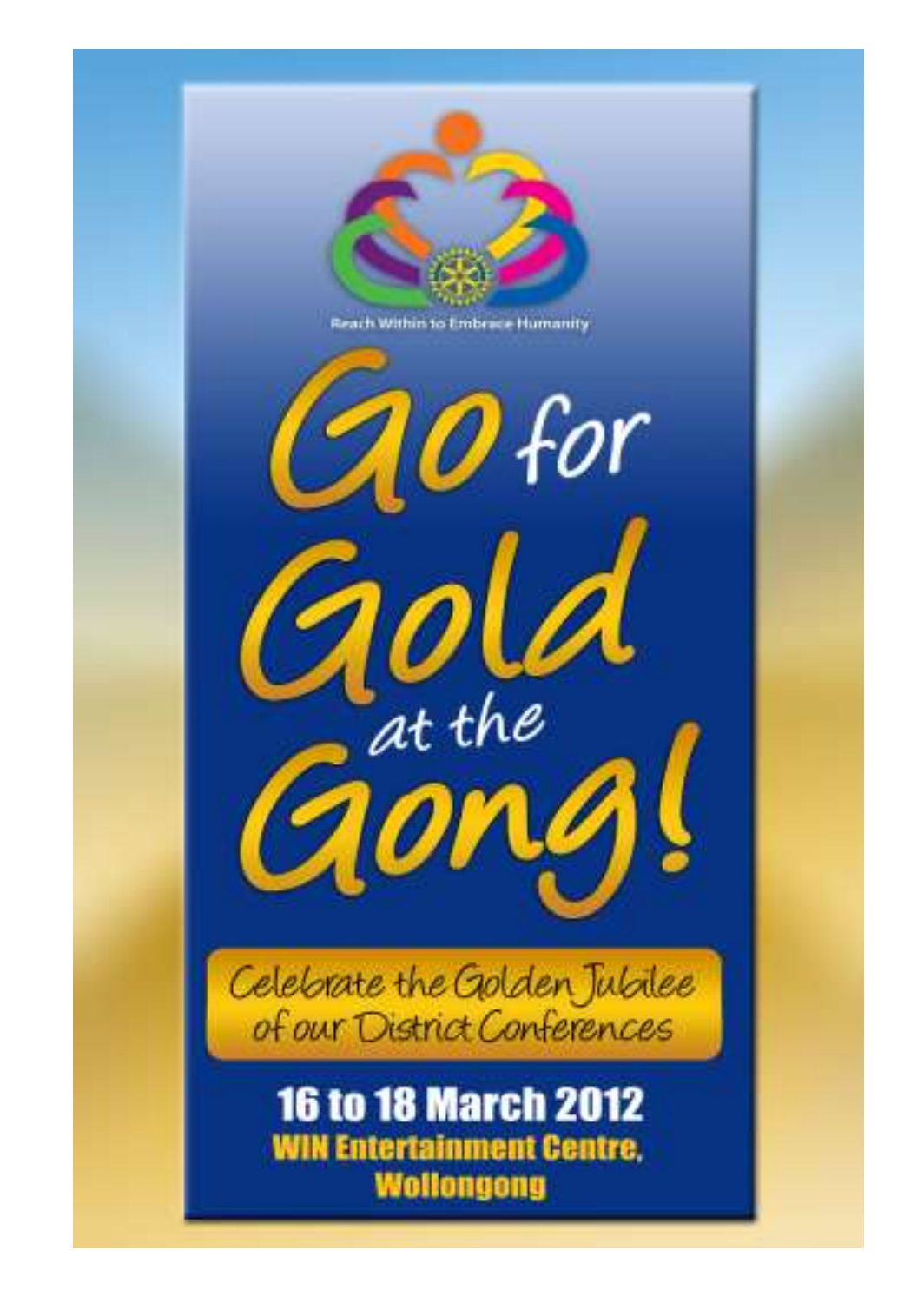Reach Within to Embrace Humanity

# Go for Gold at the Gong!

Celebrate the Golden Jubilee of our District Conferences

**16 to 18 March 2012**

**WIN Entertainment Centre, Wollongong**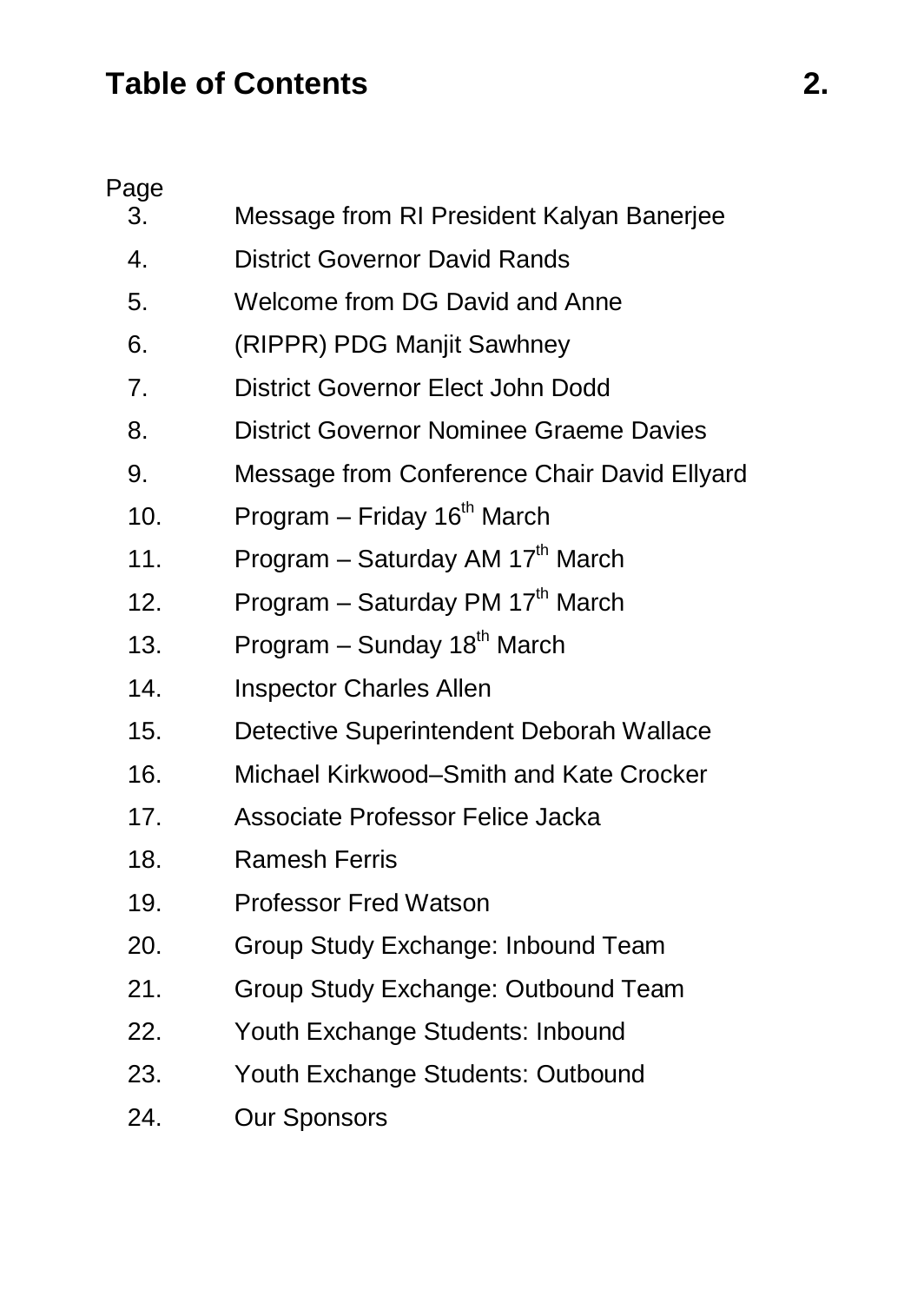# Table of Contents

| Page | |
|---|---|
| 3. | Message from RI President Kalyan Banerjee |
| 4. | District Governor David Rands |
| 5. | Welcome from DG David and Anne |
| 6. | (RIPPR) PDG Manjit Sawhney |
| 7. | District Governor Elect John Dodd |
| 8. | District Governor Nominee Graeme Davies |
| 9. | Message from Conference Chair David Ellyard |
| 10. | Program – Friday 16th March |
| 11. | Program – Saturday AM 17th March |
| 12. | Program – Saturday PM 17th March |
| 13. | Program – Sunday 18th March |
| 14. | Inspector Charles Allen |
| 15. | Detective Superintendent Deborah Wallace |
| 16. | Michael Kirkwood–Smith and Kate Crocker |
| 17. | Associate Professor Felice Jacka |
| 18. | Ramesh Ferris |
| 19. | Professor Fred Watson |
| 20. | Group Study Exchange: Inbound Team |
| 21. | Group Study Exchange: Outbound Team |
| 22. | Youth Exchange Students: Inbound |
| 23. | Youth Exchange Students: Outbound |
| 24. | Our Sponsors |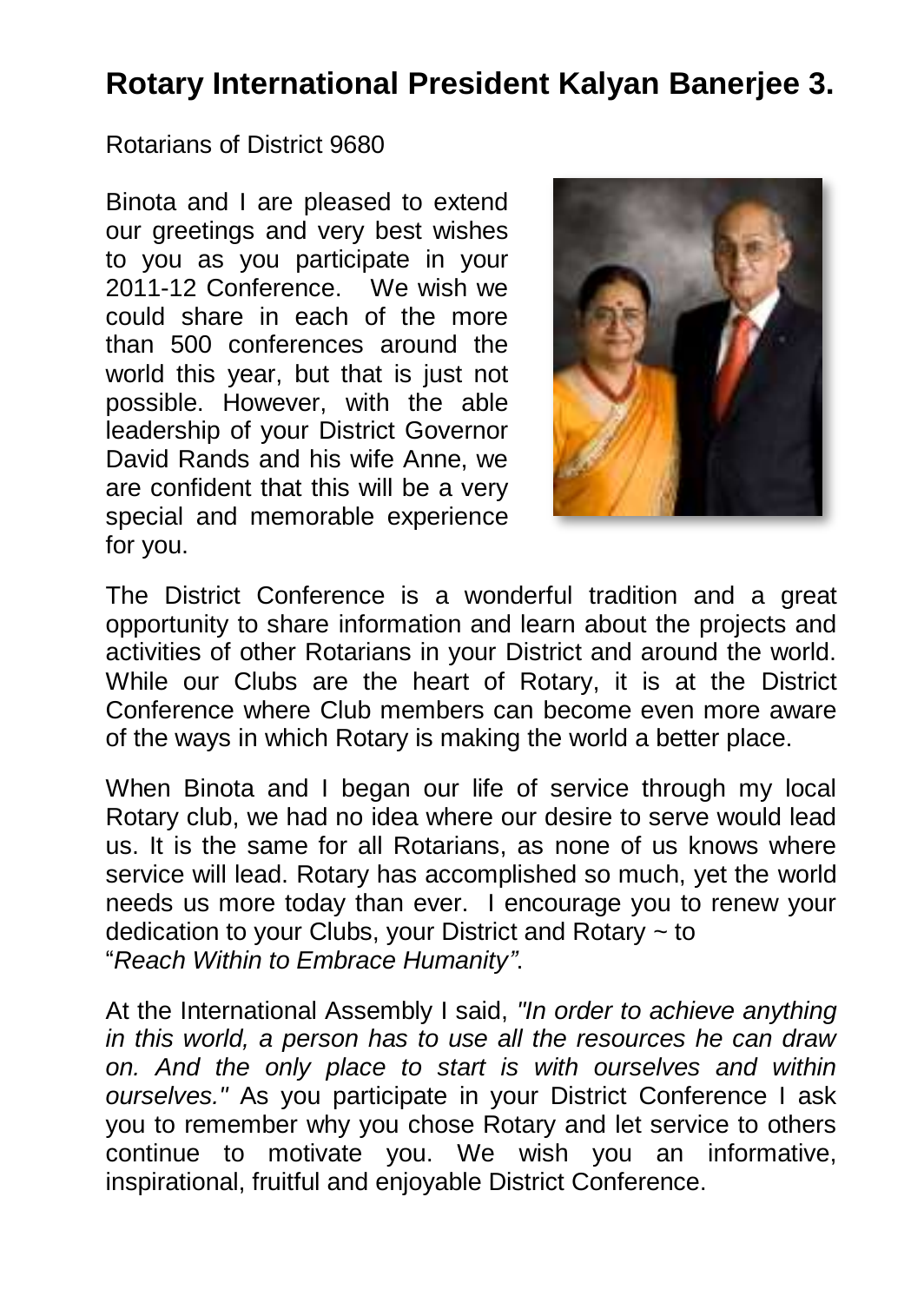# Rotary International President Kalyan Banerjee 3.

Rotarians of District 9680

Binota and I are pleased to extend our greetings and very best wishes to you as you participate in your 2011-12 Conference. We wish we could share in each of the more than 500 conferences around the world this year, but that is just not possible. However, with the able leadership of your District Governor David Rands and his wife Anne, we are confident that this will be a very special and memorable experience for you.

The District Conference is a wonderful tradition and a great opportunity to share information and learn about the projects and activities of other Rotarians in your District and around the world. While our Clubs are the heart of Rotary, it is at the District Conference where Club members can become even more aware of the ways in which Rotary is making the world a better place.

When Binota and I began our life of service through my local Rotary club, we had no idea where our desire to serve would lead us. It is the same for all Rotarians, as none of us knows where service will lead. Rotary has accomplished so much, yet the world needs us more today than ever. I encourage you to renew your dedication to your Clubs, your District and Rotary ~ to "*Reach Within to Embrace Humanity"*.

At the International Assembly I said, *"In order to achieve anything in this world, a person has to use all the resources he can draw on. And the only place to start is with ourselves and within ourselves."* As you participate in your District Conference I ask you to remember why you chose Rotary and let service to others continue to motivate you. We wish you an informative, inspirational, fruitful and enjoyable District Conference.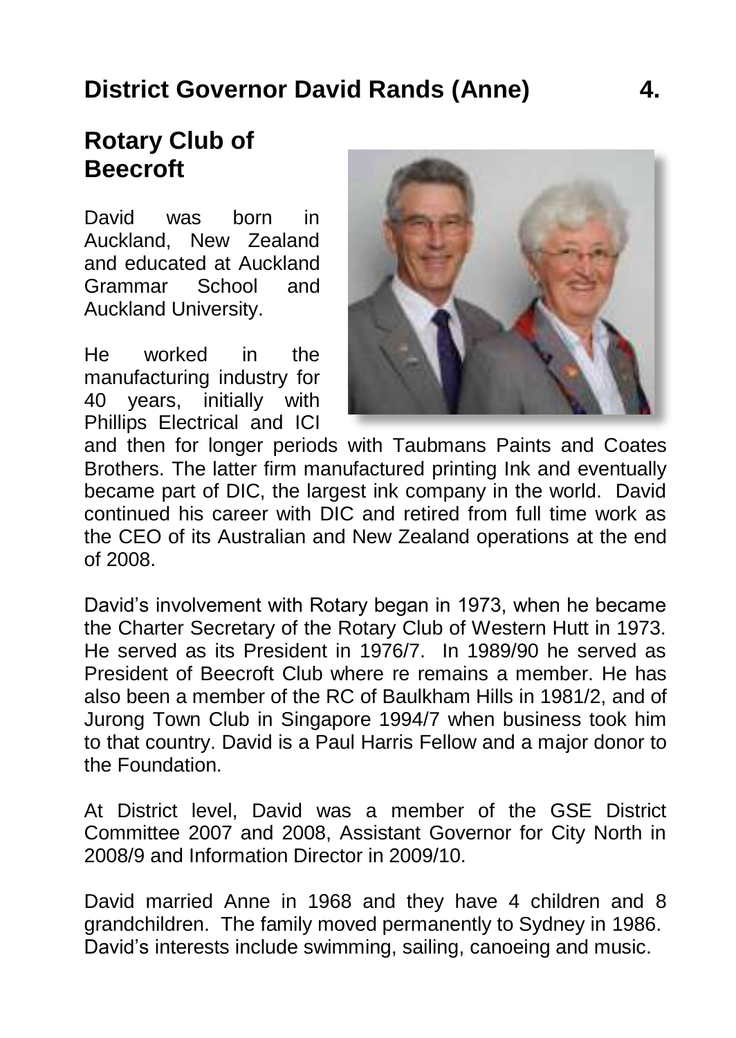## District Governor David Rands (Anne)

### Rotary Club of Beecroft

David was born in Auckland, New Zealand and educated at Auckland Grammar School and Auckland University.

He worked in the manufacturing industry for 40 years, initially with Phillips Electrical and ICI and then for longer periods with Taubmans Paints and Coates Brothers. The latter firm manufactured printing Ink and eventually became part of DIC, the largest ink company in the world. David continued his career with DIC and retired from full time work as the CEO of its Australian and New Zealand operations at the end of 2008.

David's involvement with Rotary began in 1973, when he became the Charter Secretary of the Rotary Club of Western Hutt in 1973. He served as its President in 1976/7. In 1989/90 he served as President of Beecroft Club where re remains a member. He has also been a member of the RC of Baulkham Hills in 1981/2, and of Jurong Town Club in Singapore 1994/7 when business took him to that country. David is a Paul Harris Fellow and a major donor to the Foundation.

At District level, David was a member of the GSE District Committee 2007 and 2008, Assistant Governor for City North in 2008/9 and Information Director in 2009/10.

David married Anne in 1968 and they have 4 children and 8 grandchildren. The family moved permanently to Sydney in 1986. David's interests include swimming, sailing, canoeing and music.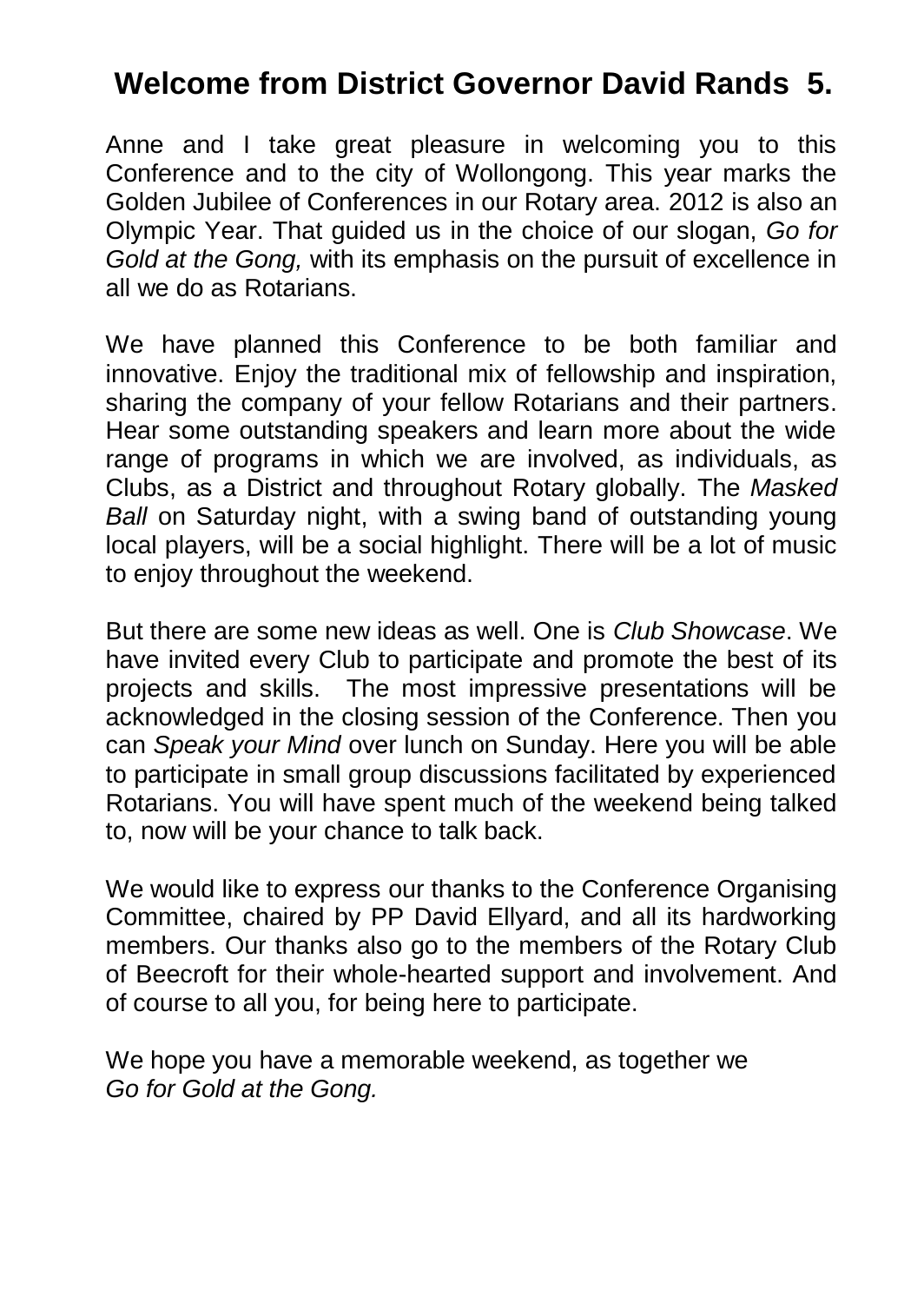# Welcome from District Governor David Rands

Anne and I take great pleasure in welcoming you to this Conference and to the city of Wollongong. This year marks the Golden Jubilee of Conferences in our Rotary area. 2012 is also an Olympic Year. That guided us in the choice of our slogan, *Go for Gold at the Gong,* with its emphasis on the pursuit of excellence in all we do as Rotarians.

We have planned this Conference to be both familiar and innovative. Enjoy the traditional mix of fellowship and inspiration, sharing the company of your fellow Rotarians and their partners. Hear some outstanding speakers and learn more about the wide range of programs in which we are involved, as individuals, as Clubs, as a District and throughout Rotary globally. The *Masked Ball* on Saturday night, with a swing band of outstanding young local players, will be a social highlight. There will be a lot of music to enjoy throughout the weekend.

But there are some new ideas as well. One is *Club Showcase*. We have invited every Club to participate and promote the best of its projects and skills. The most impressive presentations will be acknowledged in the closing session of the Conference. Then you can *Speak your Mind* over lunch on Sunday. Here you will be able to participate in small group discussions facilitated by experienced Rotarians. You will have spent much of the weekend being talked to, now will be your chance to talk back.

We would like to express our thanks to the Conference Organising Committee, chaired by PP David Ellyard, and all its hardworking members. Our thanks also go to the members of the Rotary Club of Beecroft for their whole-hearted support and involvement. And of course to all you, for being here to participate.

We hope you have a memorable weekend, as together we *Go for Gold at the Gong.*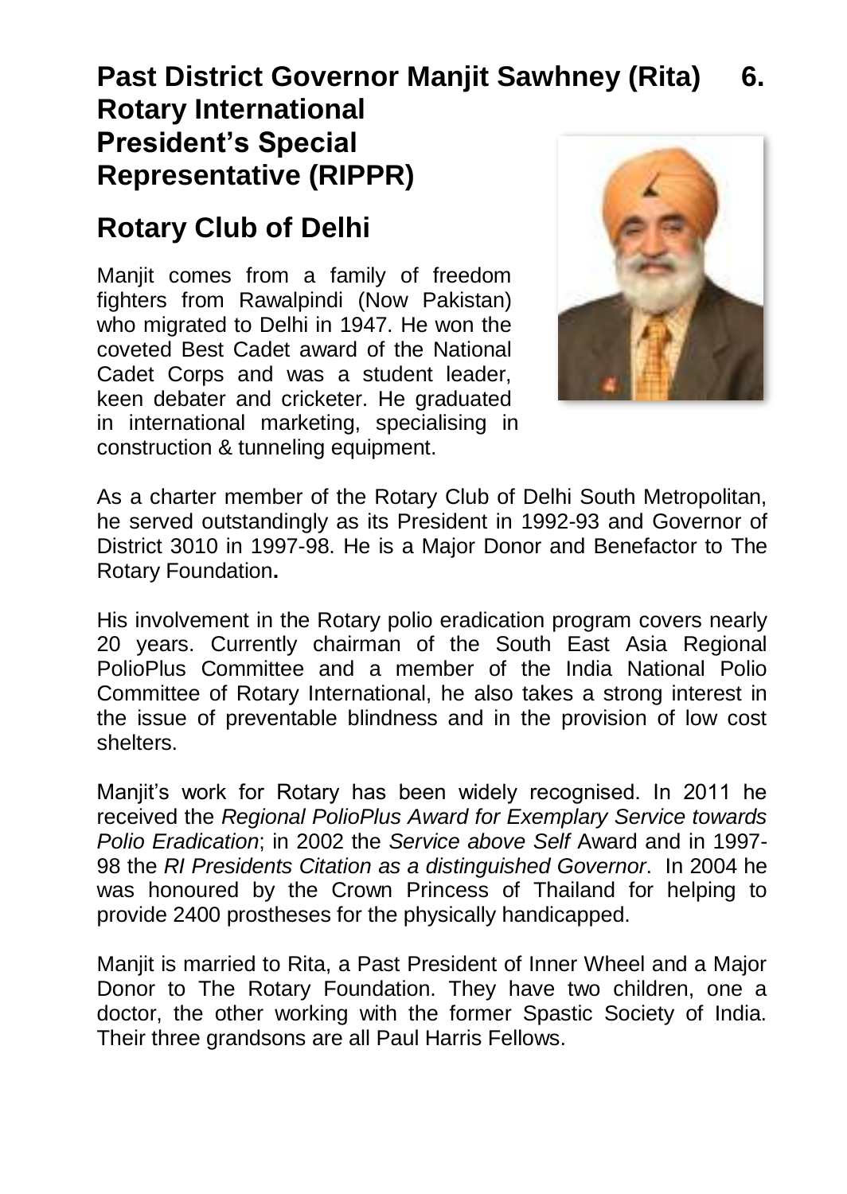# Past District Governor Manjit Sawhney (Rita) 6. Rotary International President's Special Representative (RIPPR)

## Rotary Club of Delhi

Manjit comes from a family of freedom fighters from Rawalpindi (Now Pakistan) who migrated to Delhi in 1947. He won the coveted Best Cadet award of the National Cadet Corps and was a student leader, keen debater and cricketer. He graduated in international marketing, specialising in construction & tunneling equipment.

As a charter member of the Rotary Club of Delhi South Metropolitan, he served outstandingly as its President in 1992-93 and Governor of District 3010 in 1997-98. He is a Major Donor and Benefactor to The Rotary Foundation**.**

His involvement in the Rotary polio eradication program covers nearly 20 years. Currently chairman of the South East Asia Regional PolioPlus Committee and a member of the India National Polio Committee of Rotary International, he also takes a strong interest in the issue of preventable blindness and in the provision of low cost shelters.

Manjit's work for Rotary has been widely recognised. In 2011 he received the *Regional PolioPlus Award for Exemplary Service towards Polio Eradication*; in 2002 the *Service above Self* Award and in 1997-98 the *RI Presidents Citation as a distinguished Governor*. In 2004 he was honoured by the Crown Princess of Thailand for helping to provide 2400 prostheses for the physically handicapped.

Manjit is married to Rita, a Past President of Inner Wheel and a Major Donor to The Rotary Foundation. They have two children, one a doctor, the other working with the former Spastic Society of India. Their three grandsons are all Paul Harris Fellows.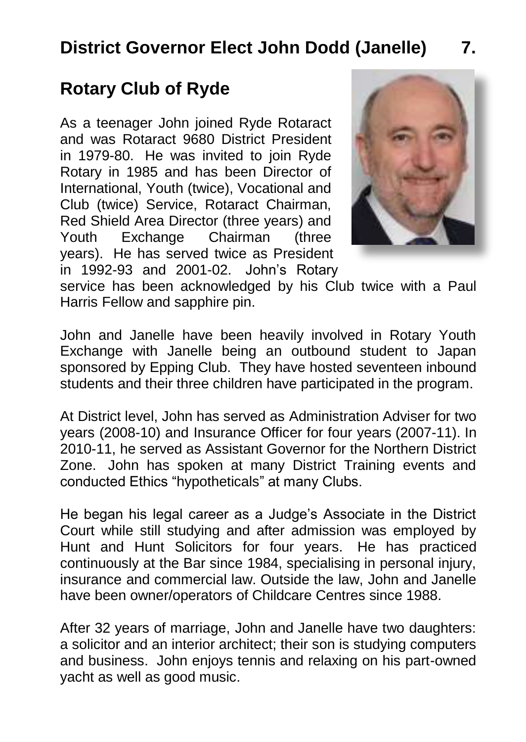# District Governor Elect John Dodd (Janelle)

## Rotary Club of Ryde

As a teenager John joined Ryde Rotaract and was Rotaract 9680 District President in 1979-80. He was invited to join Ryde Rotary in 1985 and has been Director of International, Youth (twice), Vocational and Club (twice) Service, Rotaract Chairman, Red Shield Area Director (three years) and Youth Exchange Chairman (three years). He has served twice as President in 1992-93 and 2001-02. John's Rotary service has been acknowledged by his Club twice with a Paul Harris Fellow and sapphire pin.

John and Janelle have been heavily involved in Rotary Youth Exchange with Janelle being an outbound student to Japan sponsored by Epping Club. They have hosted seventeen inbound students and their three children have participated in the program.

At District level, John has served as Administration Adviser for two years (2008-10) and Insurance Officer for four years (2007-11). In 2010-11, he served as Assistant Governor for the Northern District Zone. John has spoken at many District Training events and conducted Ethics "hypotheticals" at many Clubs.

He began his legal career as a Judge's Associate in the District Court while still studying and after admission was employed by Hunt and Hunt Solicitors for four years. He has practiced continuously at the Bar since 1984, specialising in personal injury, insurance and commercial law. Outside the law, John and Janelle have been owner/operators of Childcare Centres since 1988.

After 32 years of marriage, John and Janelle have two daughters: a solicitor and an interior architect; their son is studying computers and business. John enjoys tennis and relaxing on his part-owned yacht as well as good music.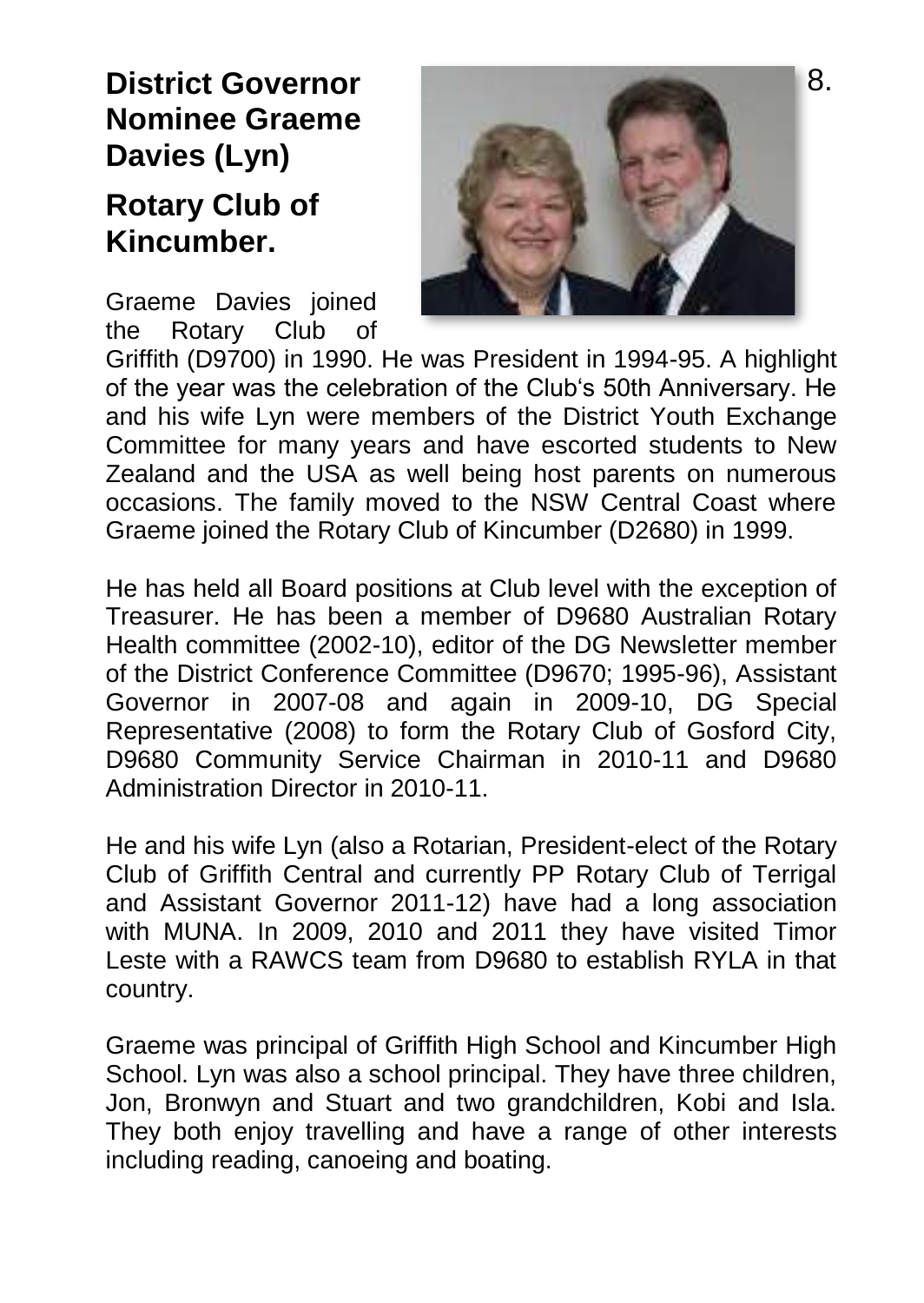**District Governor Nominee Graeme Davies (Lyn)**

**Rotary Club of Kincumber.**

Graeme Davies joined the Rotary Club of Griffith (D9700) in 1990. He was President in 1994-95. A highlight of the year was the celebration of the Club's 50th Anniversary. He and his wife Lyn were members of the District Youth Exchange Committee for many years and have escorted students to New Zealand and the USA as well being host parents on numerous occasions. The family moved to the NSW Central Coast where Graeme joined the Rotary Club of Kincumber (D2680) in 1999.

He has held all Board positions at Club level with the exception of Treasurer. He has been a member of D9680 Australian Rotary Health committee (2002-10), editor of the DG Newsletter member of the District Conference Committee (D9670; 1995-96), Assistant Governor in 2007-08 and again in 2009-10, DG Special Representative (2008) to form the Rotary Club of Gosford City, D9680 Community Service Chairman in 2010-11 and D9680 Administration Director in 2010-11.

He and his wife Lyn (also a Rotarian, President-elect of the Rotary Club of Griffith Central and currently PP Rotary Club of Terrigal and Assistant Governor 2011-12) have had a long association with MUNA. In 2009, 2010 and 2011 they have visited Timor Leste with a RAWCS team from D9680 to establish RYLA in that country.

Graeme was principal of Griffith High School and Kincumber High School. Lyn was also a school principal. They have three children, Jon, Bronwyn and Stuart and two grandchildren, Kobi and Isla. They both enjoy travelling and have a range of other interests including reading, canoeing and boating.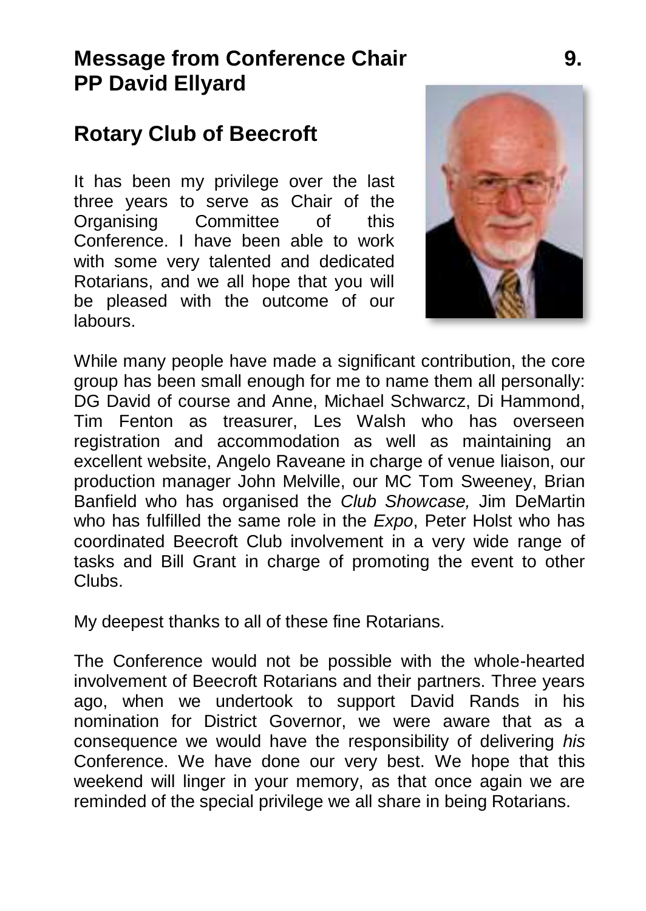## Message from Conference Chair PP David Ellyard

## Rotary Club of Beecroft

It has been my privilege over the last three years to serve as Chair of the Organising Committee of this Conference. I have been able to work with some very talented and dedicated Rotarians, and we all hope that you will be pleased with the outcome of our labours.

While many people have made a significant contribution, the core group has been small enough for me to name them all personally: DG David of course and Anne, Michael Schwarcz, Di Hammond, Tim Fenton as treasurer, Les Walsh who has overseen registration and accommodation as well as maintaining an excellent website, Angelo Raveane in charge of venue liaison, our production manager John Melville, our MC Tom Sweeney, Brian Banfield who has organised the *Club Showcase,* Jim DeMartin who has fulfilled the same role in the *Expo*, Peter Holst who has coordinated Beecroft Club involvement in a very wide range of tasks and Bill Grant in charge of promoting the event to other Clubs.

My deepest thanks to all of these fine Rotarians.

The Conference would not be possible with the whole-hearted involvement of Beecroft Rotarians and their partners. Three years ago, when we undertook to support David Rands in his nomination for District Governor, we were aware that as a consequence we would have the responsibility of delivering *his* Conference. We have done our very best. We hope that this weekend will linger in your memory, as that once again we are reminded of the special privilege we all share in being Rotarians.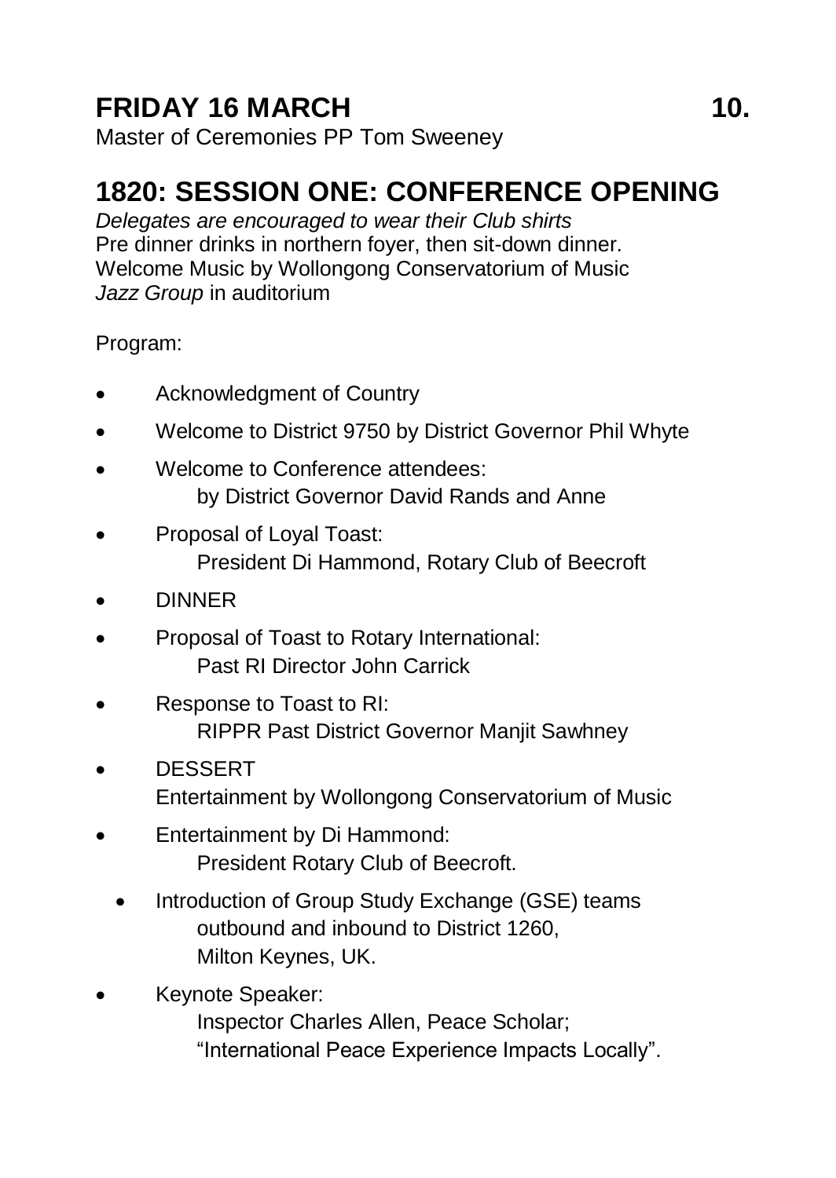# FRIDAY 16 MARCH

Master of Ceremonies PP Tom Sweeney

## 1820: SESSION ONE: CONFERENCE OPENING

*Delegates are encouraged to wear their Club shirts*
Pre dinner drinks in northern foyer, then sit-down dinner.
Welcome Music by Wollongong Conservatorium of Music
*Jazz Group* in auditorium

Program:

- Acknowledgment of Country
- Welcome to District 9750 by District Governor Phil Whyte
- Welcome to Conference attendees:
  by District Governor David Rands and Anne
- Proposal of Loyal Toast:
  President Di Hammond, Rotary Club of Beecroft
- DINNER
- Proposal of Toast to Rotary International:
  Past RI Director John Carrick
- Response to Toast to RI:
  RIPPR Past District Governor Manjit Sawhney
- DESSERT
  Entertainment by Wollongong Conservatorium of Music
- Entertainment by Di Hammond:
  President Rotary Club of Beecroft.
- Introduction of Group Study Exchange (GSE) teams
  outbound and inbound to District 1260,
  Milton Keynes, UK.
- Keynote Speaker:
  Inspector Charles Allen, Peace Scholar;
  "International Peace Experience Impacts Locally".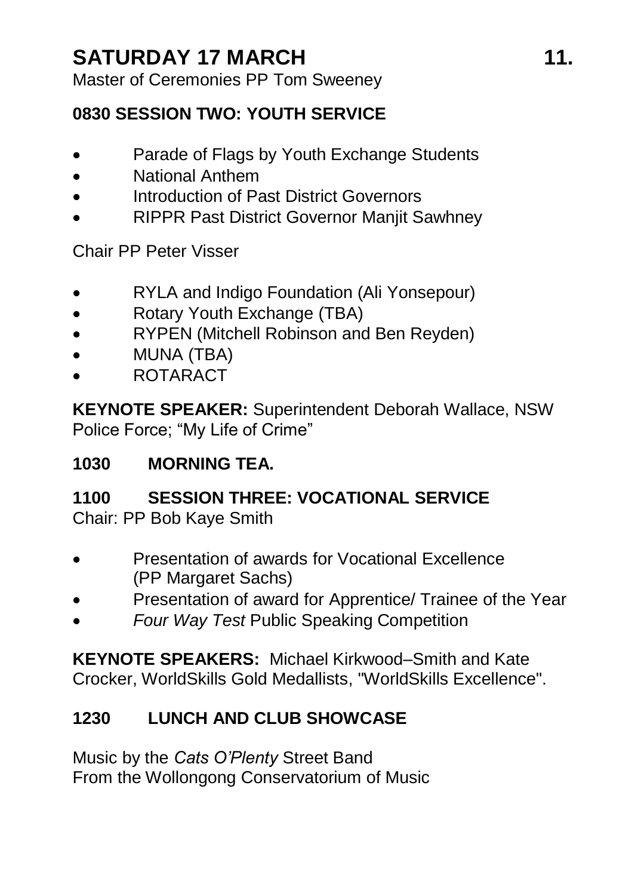# SATURDAY 17 MARCH

Master of Ceremonies PP Tom Sweeney

## 0830 SESSION TWO: YOUTH SERVICE

- Parade of Flags by Youth Exchange Students
- National Anthem
- Introduction of Past District Governors
- RIPPR Past District Governor Manjit Sawhney

Chair PP Peter Visser

- RYLA and Indigo Foundation (Ali Yonsepour)
- Rotary Youth Exchange (TBA)
- RYPEN (Mitchell Robinson and Ben Reyden)
- MUNA (TBA)
- ROTARACT

**KEYNOTE SPEAKER:** Superintendent Deborah Wallace, NSW Police Force; "My Life of Crime"

## 1030 MORNING TEA.

## 1100 SESSION THREE: VOCATIONAL SERVICE

Chair: PP Bob Kaye Smith

- Presentation of awards for Vocational Excellence (PP Margaret Sachs)
- Presentation of award for Apprentice/ Trainee of the Year
- *Four Way Test* Public Speaking Competition

**KEYNOTE SPEAKERS:** Michael Kirkwood–Smith and Kate Crocker, WorldSkills Gold Medallists, "WorldSkills Excellence".

## 1230 LUNCH AND CLUB SHOWCASE

Music by the *Cats O'Plenty* Street Band
From the Wollongong Conservatorium of Music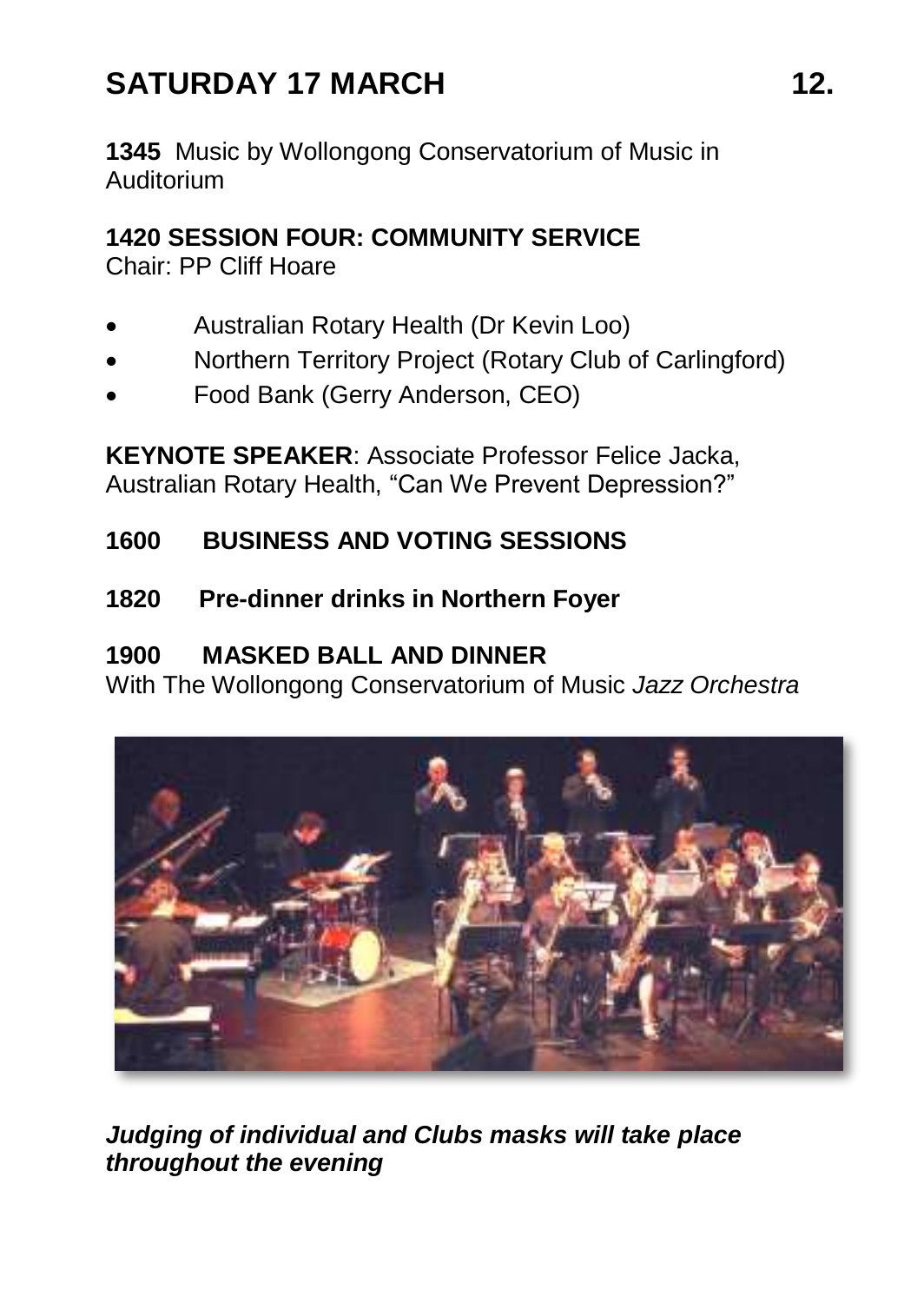# SATURDAY 17 MARCH

**1345** Music by Wollongong Conservatorium of Music in Auditorium

**1420 SESSION FOUR: COMMUNITY SERVICE**
Chair: PP Cliff Hoare

- Australian Rotary Health (Dr Kevin Loo)
- Northern Territory Project (Rotary Club of Carlingford)
- Food Bank (Gerry Anderson, CEO)

**KEYNOTE SPEAKER**: Associate Professor Felice Jacka, Australian Rotary Health, "Can We Prevent Depression?"

**1600 BUSINESS AND VOTING SESSIONS**

**1820 Pre-dinner drinks in Northern Foyer**

**1900 MASKED BALL AND DINNER**
With The Wollongong Conservatorium of Music *Jazz Orchestra*

***Judging of individual and Clubs masks will take place throughout the evening***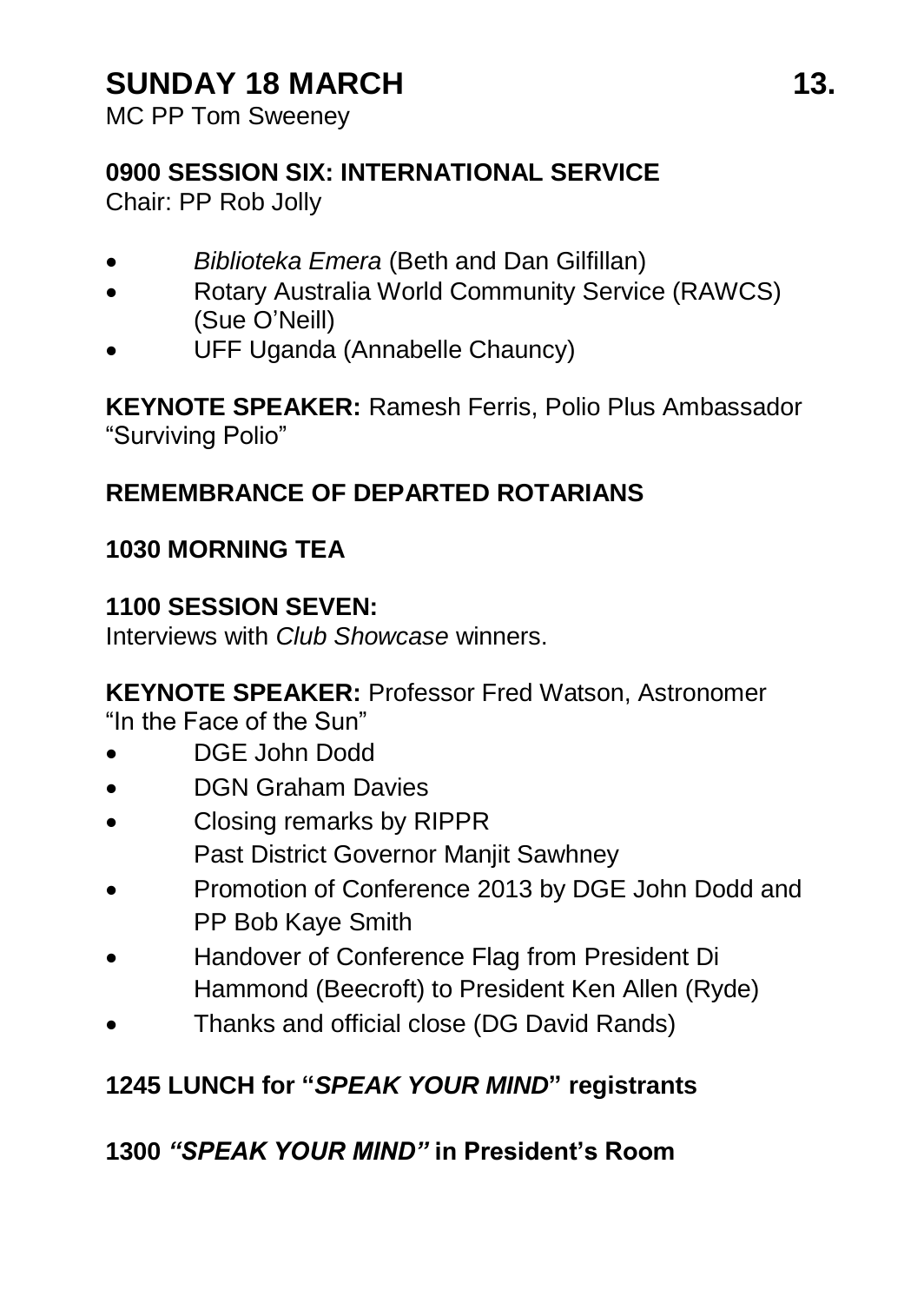# SUNDAY 18 MARCH

MC PP Tom Sweeney

**0900 SESSION SIX: INTERNATIONAL SERVICE**
Chair: PP Rob Jolly

- *Biblioteka Emera* (Beth and Dan Gilfillan)
- Rotary Australia World Community Service (RAWCS) (Sue O'Neill)
- UFF Uganda (Annabelle Chauncy)

**KEYNOTE SPEAKER:** Ramesh Ferris, Polio Plus Ambassador "Surviving Polio"

**REMEMBRANCE OF DEPARTED ROTARIANS**

**1030 MORNING TEA**

**1100 SESSION SEVEN:**
Interviews with *Club Showcase* winners.

**KEYNOTE SPEAKER:** Professor Fred Watson, Astronomer "In the Face of the Sun"

- DGE John Dodd
- DGN Graham Davies
- Closing remarks by RIPPR Past District Governor Manjit Sawhney
- Promotion of Conference 2013 by DGE John Dodd and PP Bob Kaye Smith
- Handover of Conference Flag from President Di Hammond (Beecroft) to President Ken Allen (Ryde)
- Thanks and official close (DG David Rands)

**1245 LUNCH for "*SPEAK YOUR MIND*" registrants**

**1300 *"SPEAK YOUR MIND"* in President's Room**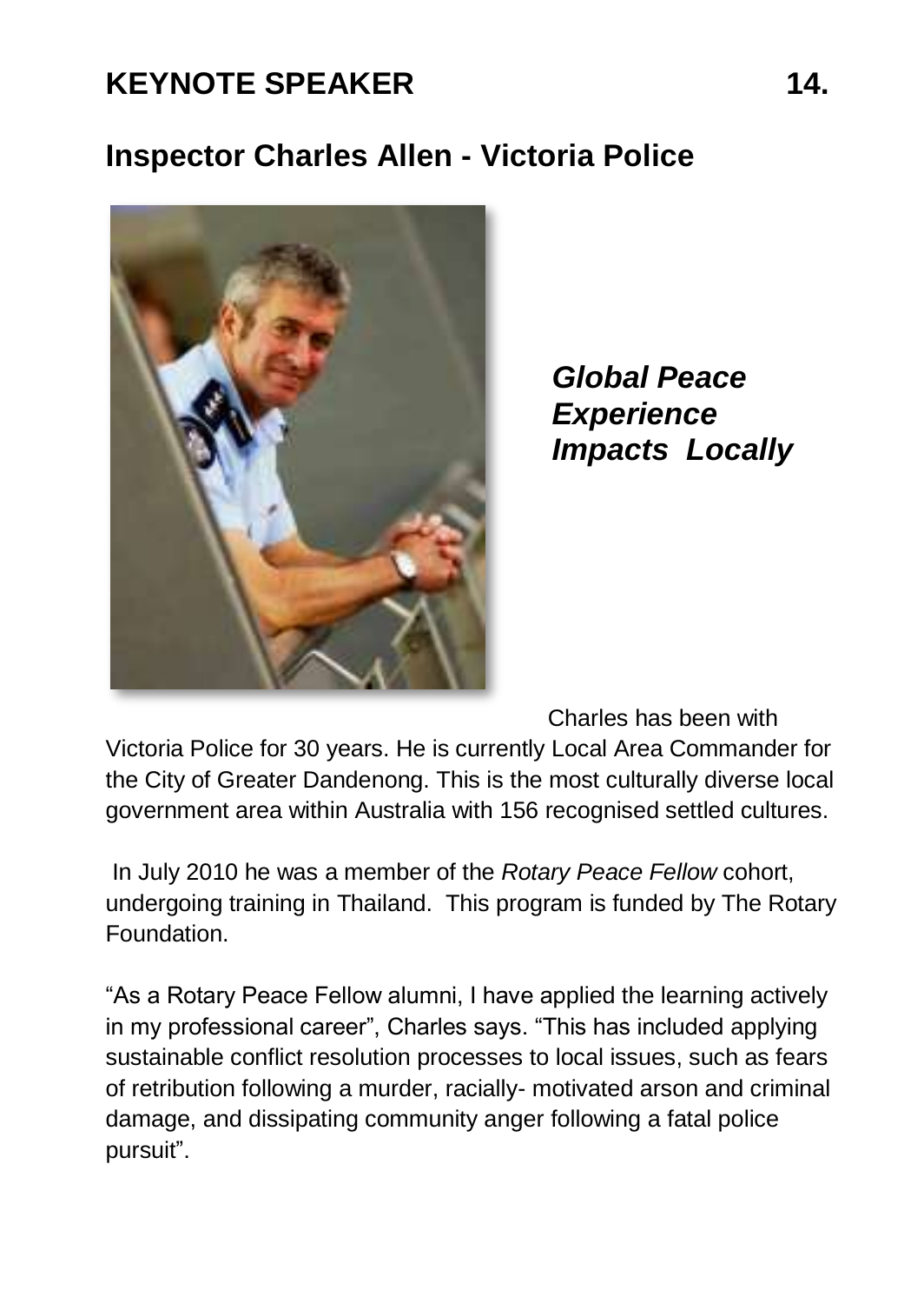## KEYNOTE SPEAKER

## Inspector Charles Allen - Victoria Police

***Global Peace Experience Impacts Locally***

Charles has been with Victoria Police for 30 years. He is currently Local Area Commander for the City of Greater Dandenong. This is the most culturally diverse local government area within Australia with 156 recognised settled cultures.

In July 2010 he was a member of the *Rotary Peace Fellow* cohort, undergoing training in Thailand. This program is funded by The Rotary Foundation.

"As a Rotary Peace Fellow alumni, I have applied the learning actively in my professional career", Charles says. "This has included applying sustainable conflict resolution processes to local issues, such as fears of retribution following a murder, racially- motivated arson and criminal damage, and dissipating community anger following a fatal police pursuit".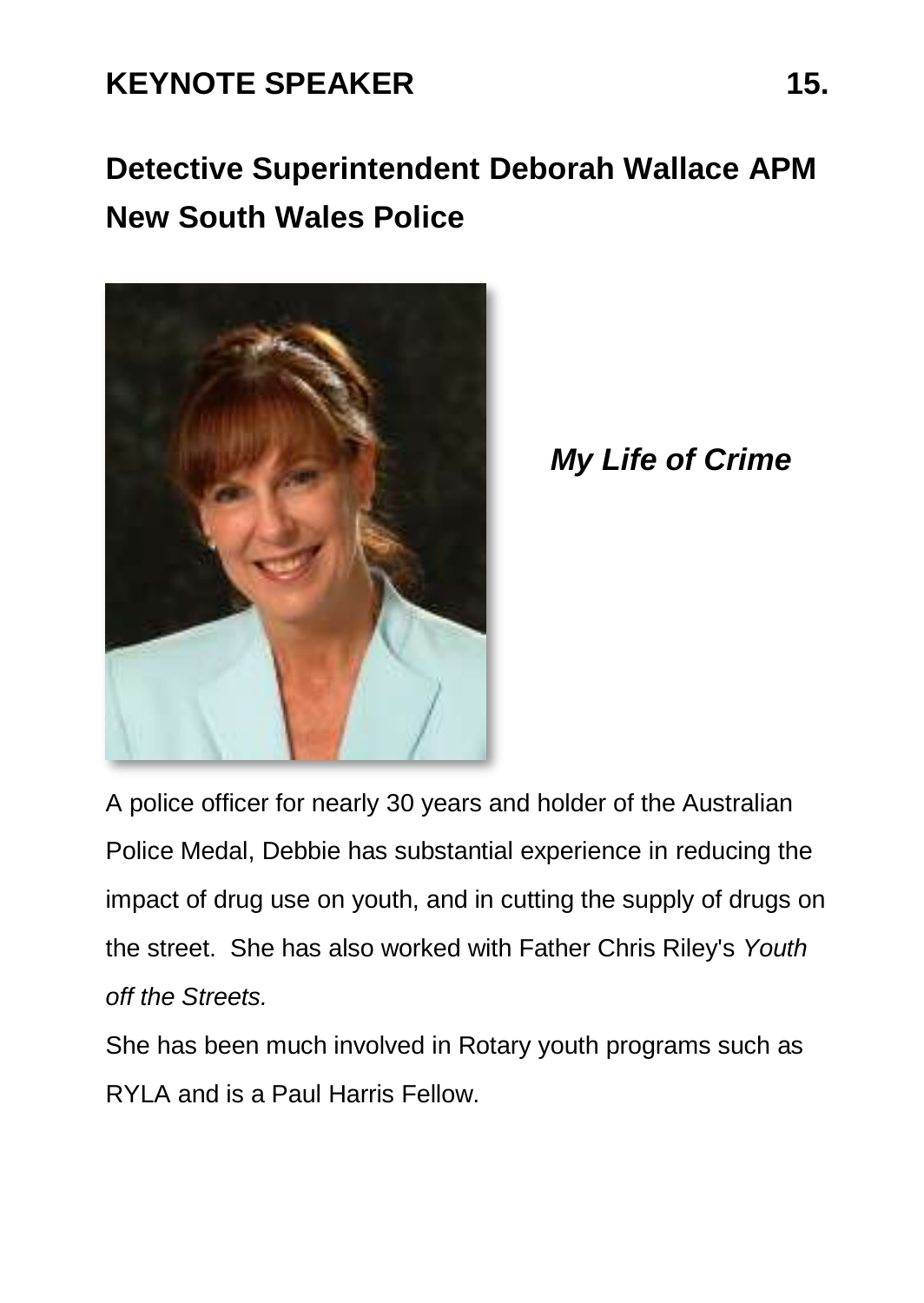## KEYNOTE SPEAKER

# Detective Superintendent Deborah Wallace APM New South Wales Police

***My Life of Crime***

A police officer for nearly 30 years and holder of the Australian Police Medal, Debbie has substantial experience in reducing the impact of drug use on youth, and in cutting the supply of drugs on the street. She has also worked with Father Chris Riley's *Youth off the Streets.*

She has been much involved in Rotary youth programs such as RYLA and is a Paul Harris Fellow.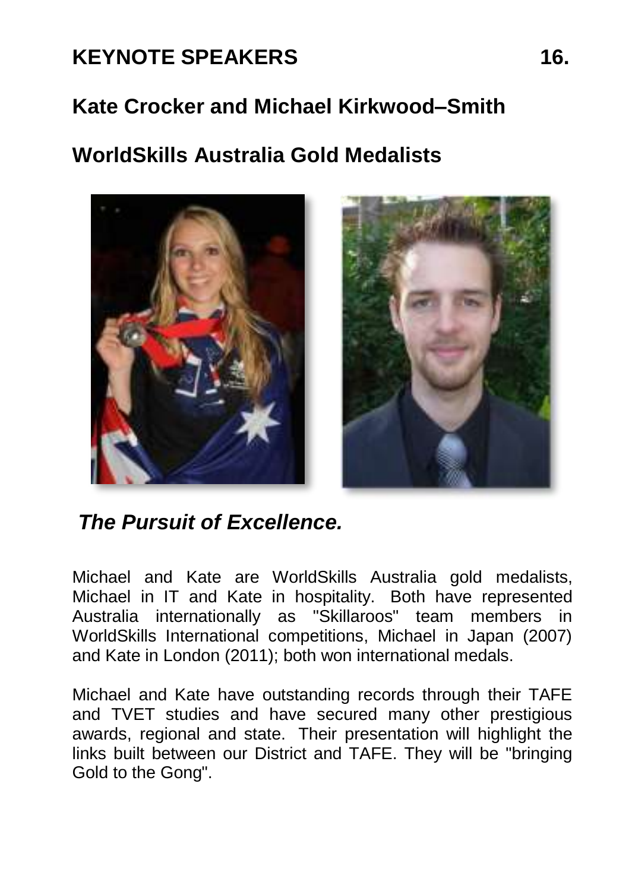## KEYNOTE SPEAKERS

## Kate Crocker and Michael Kirkwood–Smith

## WorldSkills Australia Gold Medalists

***The Pursuit of Excellence.***

Michael and Kate are WorldSkills Australia gold medalists, Michael in IT and Kate in hospitality. Both have represented Australia internationally as "Skillaroos" team members in WorldSkills International competitions, Michael in Japan (2007) and Kate in London (2011); both won international medals.

Michael and Kate have outstanding records through their TAFE and TVET studies and have secured many other prestigious awards, regional and state. Their presentation will highlight the links built between our District and TAFE. They will be "bringing Gold to the Gong".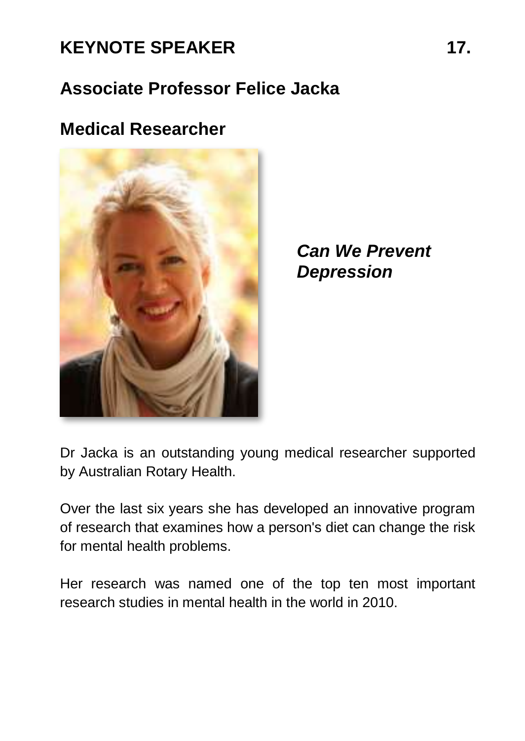## KEYNOTE SPEAKER

## Associate Professor Felice Jacka

## Medical Researcher

***Can We Prevent Depression***

Dr Jacka is an outstanding young medical researcher supported by Australian Rotary Health.

Over the last six years she has developed an innovative program of research that examines how a person's diet can change the risk for mental health problems.

Her research was named one of the top ten most important research studies in mental health in the world in 2010.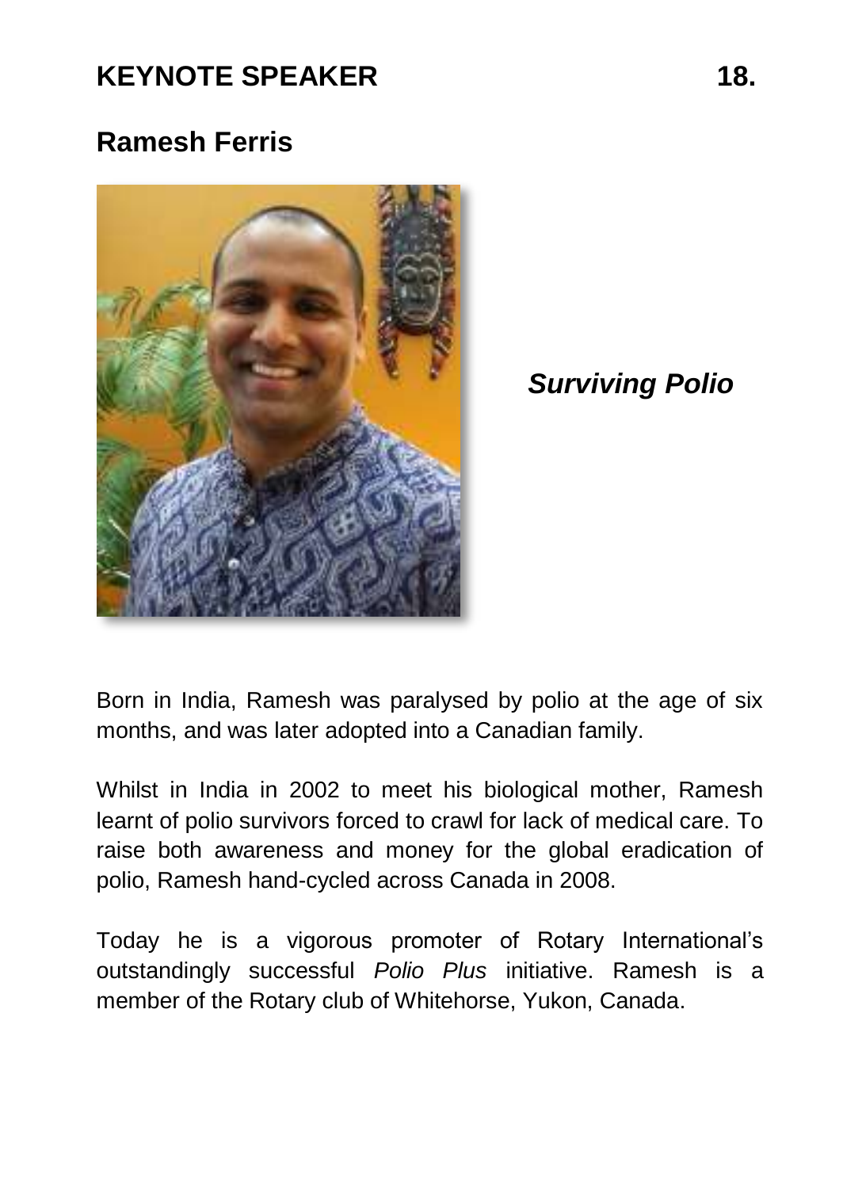# KEYNOTE SPEAKER

## Ramesh Ferris

***Surviving Polio***

Born in India, Ramesh was paralysed by polio at the age of six months, and was later adopted into a Canadian family.

Whilst in India in 2002 to meet his biological mother, Ramesh learnt of polio survivors forced to crawl for lack of medical care. To raise both awareness and money for the global eradication of polio, Ramesh hand-cycled across Canada in 2008.

Today he is a vigorous promoter of Rotary International's outstandingly successful *Polio Plus* initiative. Ramesh is a member of the Rotary club of Whitehorse, Yukon, Canada.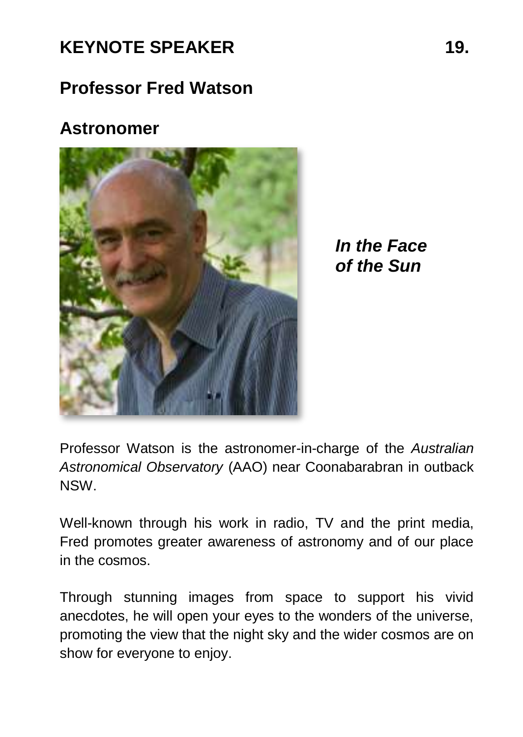## KEYNOTE SPEAKER

## Professor Fred Watson

## Astronomer

***In the Face of the Sun***

Professor Watson is the astronomer-in-charge of the *Australian Astronomical Observatory* (AAO) near Coonabarabran in outback NSW.

Well-known through his work in radio, TV and the print media, Fred promotes greater awareness of astronomy and of our place in the cosmos.

Through stunning images from space to support his vivid anecdotes, he will open your eyes to the wonders of the universe, promoting the view that the night sky and the wider cosmos are on show for everyone to enjoy.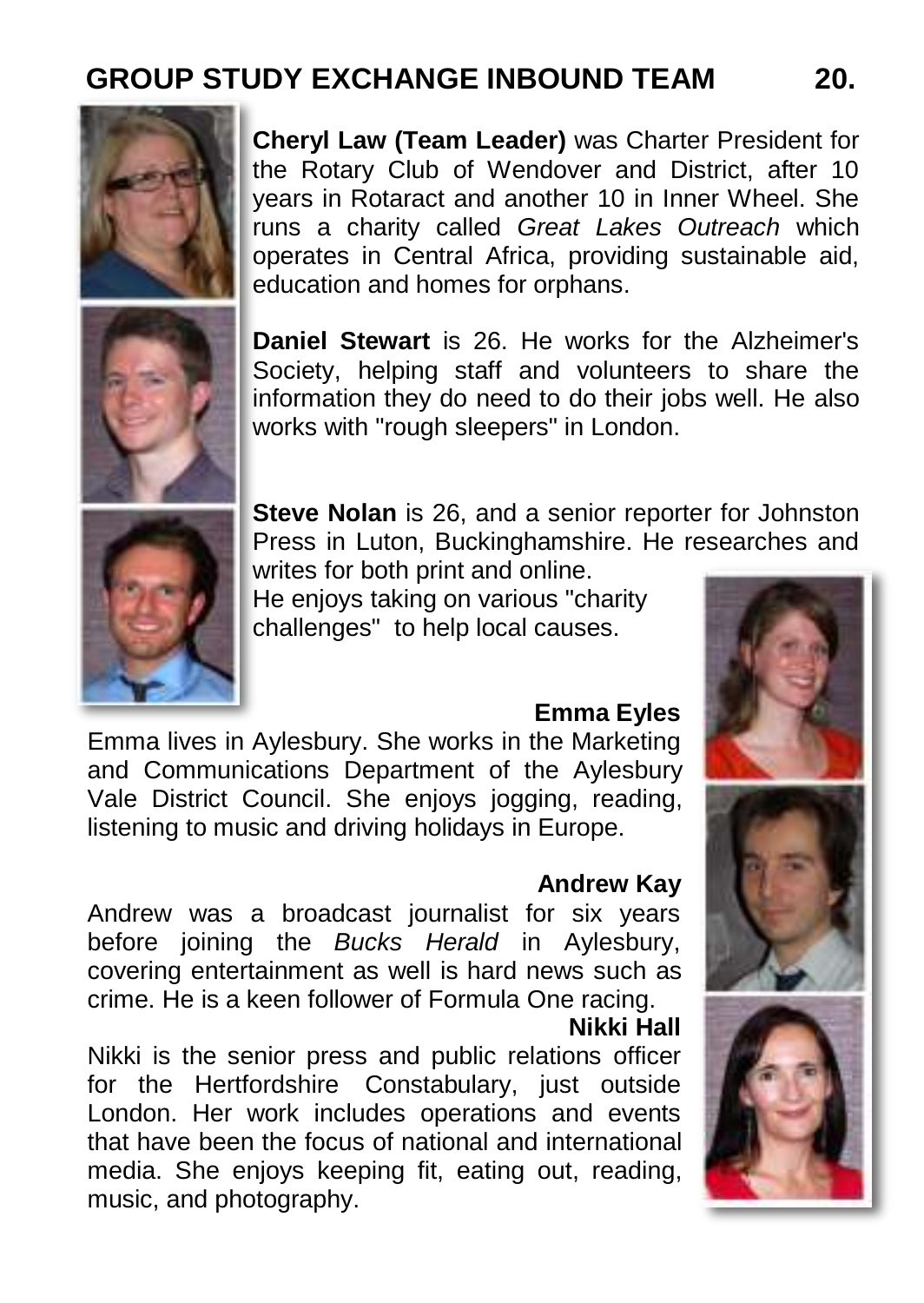# GROUP STUDY EXCHANGE INBOUND TEAM

**Cheryl Law (Team Leader)** was Charter President for the Rotary Club of Wendover and District, after 10 years in Rotaract and another 10 in Inner Wheel. She runs a charity called *Great Lakes Outreach* which operates in Central Africa, providing sustainable aid, education and homes for orphans.

**Daniel Stewart** is 26. He works for the Alzheimer's Society, helping staff and volunteers to share the information they do need to do their jobs well. He also works with "rough sleepers" in London.

**Steve Nolan** is 26, and a senior reporter for Johnston Press in Luton, Buckinghamshire. He researches and writes for both print and online.
He enjoys taking on various "charity challenges" to help local causes.

**Emma Eyles**

Emma lives in Aylesbury. She works in the Marketing and Communications Department of the Aylesbury Vale District Council. She enjoys jogging, reading, listening to music and driving holidays in Europe.

**Andrew Kay**

Andrew was a broadcast journalist for six years before joining the *Bucks Herald* in Aylesbury, covering entertainment as well is hard news such as crime. He is a keen follower of Formula One racing.

**Nikki Hall**

Nikki is the senior press and public relations officer for the Hertfordshire Constabulary, just outside London. Her work includes operations and events that have been the focus of national and international media. She enjoys keeping fit, eating out, reading, music, and photography.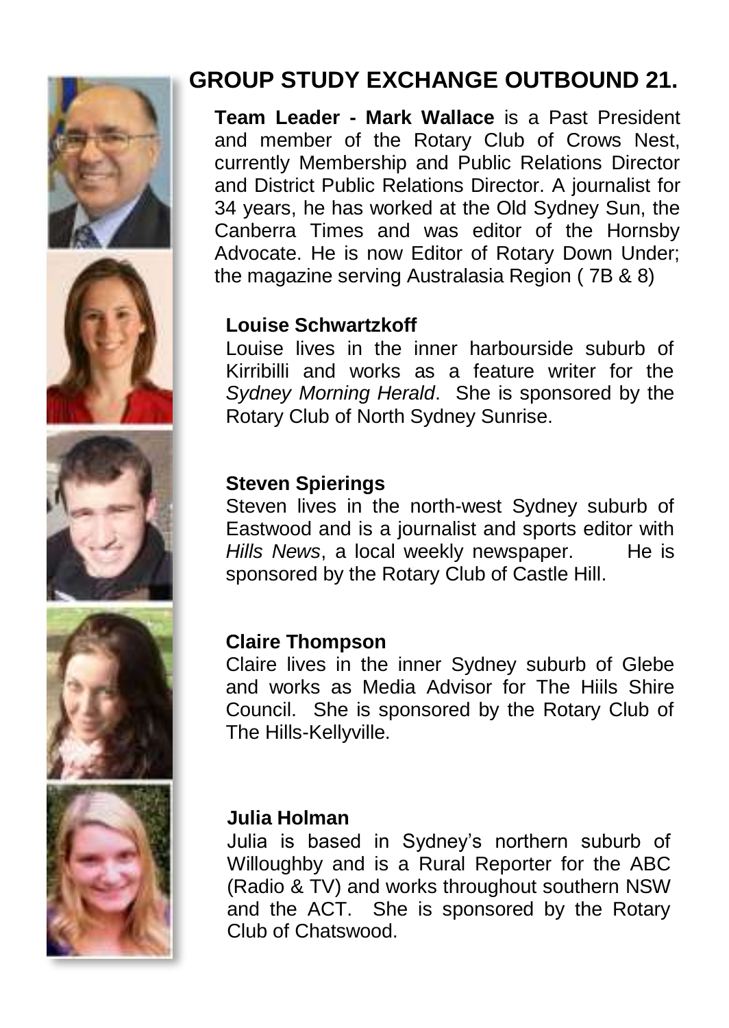# GROUP STUDY EXCHANGE OUTBOUND 21.

**Team Leader - Mark Wallace** is a Past President and member of the Rotary Club of Crows Nest, currently Membership and Public Relations Director and District Public Relations Director. A journalist for 34 years, he has worked at the Old Sydney Sun, the Canberra Times and was editor of the Hornsby Advocate. He is now Editor of Rotary Down Under; the magazine serving Australasia Region ( 7B & 8)

**Louise Schwartzkoff**

Louise lives in the inner harbourside suburb of Kirribilli and works as a feature writer for the *Sydney Morning Herald*. She is sponsored by the Rotary Club of North Sydney Sunrise.

**Steven Spierings**

Steven lives in the north-west Sydney suburb of Eastwood and is a journalist and sports editor with *Hills News*, a local weekly newspaper. He is sponsored by the Rotary Club of Castle Hill.

**Claire Thompson**

Claire lives in the inner Sydney suburb of Glebe and works as Media Advisor for The Hiils Shire Council. She is sponsored by the Rotary Club of The Hills-Kellyville.

**Julia Holman**

Julia is based in Sydney's northern suburb of Willoughby and is a Rural Reporter for the ABC (Radio & TV) and works throughout southern NSW and the ACT. She is sponsored by the Rotary Club of Chatswood.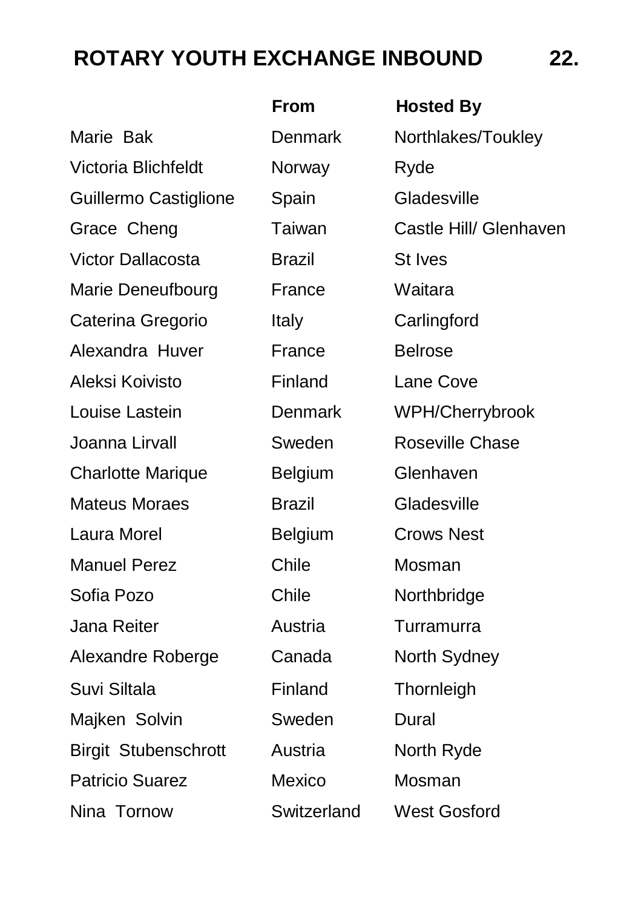# ROTARY YOUTH EXCHANGE INBOUND

| | From | Hosted By |
|---|---|---|
| Marie Bak | Denmark | Northlakes/Toukley |
| Victoria Blichfeldt | Norway | Ryde |
| Guillermo Castiglione | Spain | Gladesville |
| Grace Cheng | Taiwan | Castle Hill/ Glenhaven |
| Victor Dallacosta | Brazil | St Ives |
| Marie Deneufbourg | France | Waitara |
| Caterina Gregorio | Italy | Carlingford |
| Alexandra Huver | France | Belrose |
| Aleksi Koivisto | Finland | Lane Cove |
| Louise Lastein | Denmark | WPH/Cherrybrook |
| Joanna Lirvall | Sweden | Roseville Chase |
| Charlotte Marique | Belgium | Glenhaven |
| Mateus Moraes | Brazil | Gladesville |
| Laura Morel | Belgium | Crows Nest |
| Manuel Perez | Chile | Mosman |
| Sofia Pozo | Chile | Northbridge |
| Jana Reiter | Austria | Turramurra |
| Alexandre Roberge | Canada | North Sydney |
| Suvi Siltala | Finland | Thornleigh |
| Majken Solvin | Sweden | Dural |
| Birgit Stubenschrott | Austria | North Ryde |
| Patricio Suarez | Mexico | Mosman |
| Nina Tornow | Switzerland | West Gosford |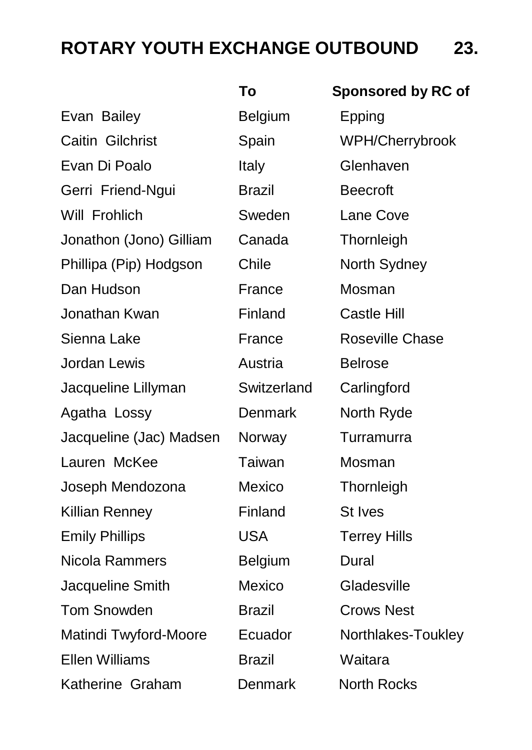# ROTARY YOUTH EXCHANGE OUTBOUND 23.

| | To | Sponsored by RC of |
|---|---|---|
| Evan Bailey | Belgium | Epping |
| Caitin Gilchrist | Spain | WPH/Cherrybrook |
| Evan Di Poalo | Italy | Glenhaven |
| Gerri Friend-Ngui | Brazil | Beecroft |
| Will Frohlich | Sweden | Lane Cove |
| Jonathon (Jono) Gilliam | Canada | Thornleigh |
| Phillipa (Pip) Hodgson | Chile | North Sydney |
| Dan Hudson | France | Mosman |
| Jonathan Kwan | Finland | Castle Hill |
| Sienna Lake | France | Roseville Chase |
| Jordan Lewis | Austria | Belrose |
| Jacqueline Lillyman | Switzerland | Carlingford |
| Agatha Lossy | Denmark | North Ryde |
| Jacqueline (Jac) Madsen | Norway | Turramurra |
| Lauren McKee | Taiwan | Mosman |
| Joseph Mendozona | Mexico | Thornleigh |
| Killian Renney | Finland | St Ives |
| Emily Phillips | USA | Terrey Hills |
| Nicola Rammers | Belgium | Dural |
| Jacqueline Smith | Mexico | Gladesville |
| Tom Snowden | Brazil | Crows Nest |
| Matindi Twyford-Moore | Ecuador | Northlakes-Toukley |
| Ellen Williams | Brazil | Waitara |
| Katherine Graham | Denmark | North Rocks |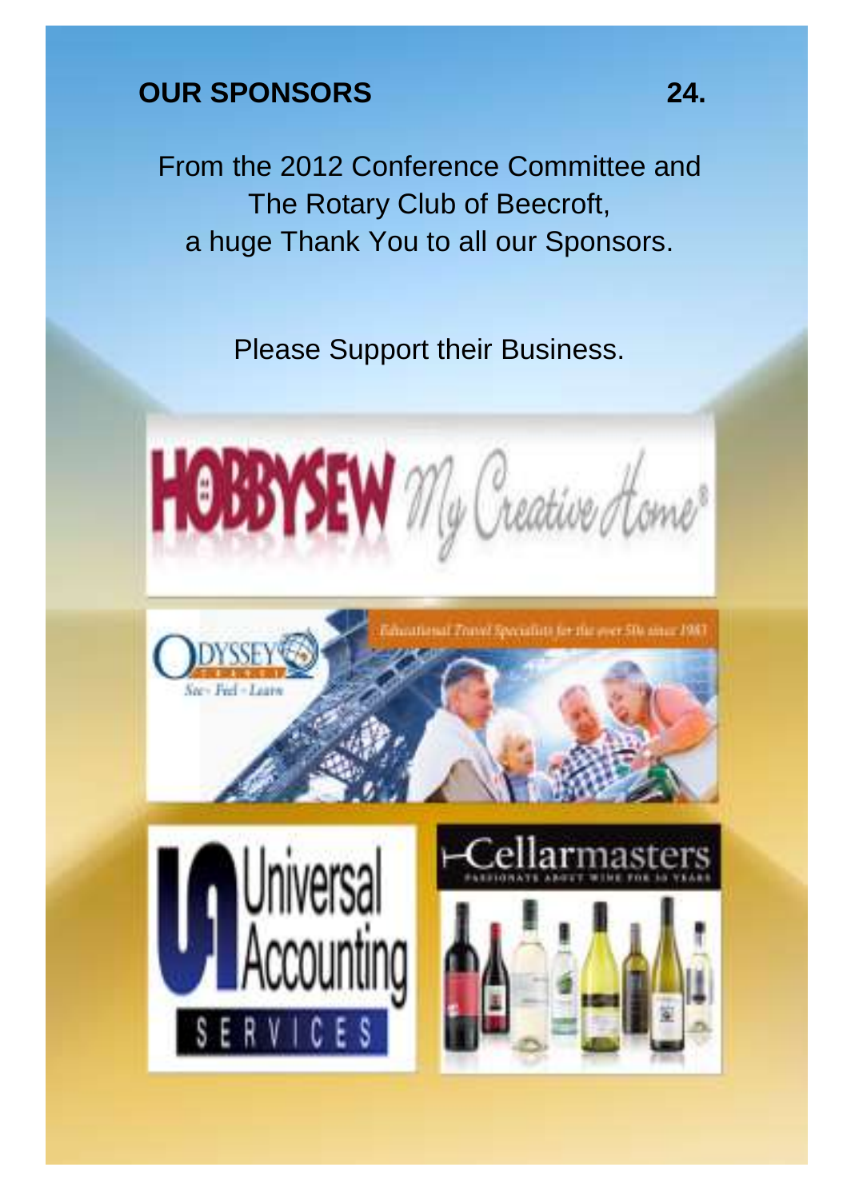## OUR SPONSORS

From the 2012 Conference Committee and
The Rotary Club of Beecroft,
a huge Thank You to all our Sponsors.

Please Support their Business.

HOBBYSEW My Creative Home®

ODYSSEY TRAVEL
See · Feel · Learn
Educational Travel Specialists for the over 50s since 1983

Universal Accounting SERVICES

Cellarmasters
PASSIONATE ABOUT WINE FOR 30 YEARS